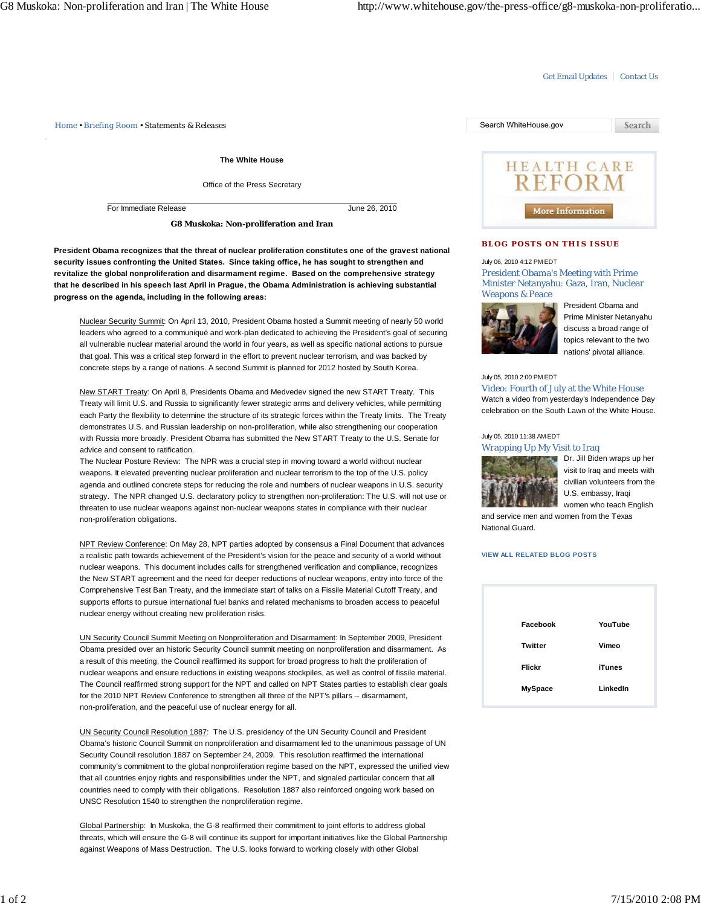Get Email Updates | Contact Us

Home • Briefing Room • Statements & Releases

**The White House**

Office of the Press Secretary

For Immediate Release June 26, 2010

## G8 Muskoka: Non-proliferation and Iran

**President Obama recognizes that the threat of nuclear proliferation constitutes one of the gravest national security issues confronting the United States. Since taking office, he has sought to strengthen and revitalize the global nonproliferation and disarmament regime. Based on the comprehensive strategy that he described in his speech last April in Prague, the Obama Administration is achieving substantial progress on the agenda, including in the following areas:**

Nuclear Security Summit: On April 13, 2010, President Obama hosted a Summit meeting of nearly 50 world leaders who agreed to a communiqué and work-plan dedicated to achieving the President's goal of securing all vulnerable nuclear material around the world in four years, as well as specific national actions to pursue that goal. This was a critical step forward in the effort to prevent nuclear terrorism, and was backed by concrete steps by a range of nations. A second Summit is planned for 2012 hosted by South Korea.

New START Treaty: On April 8, Presidents Obama and Medvedev signed the new START Treaty. This Treaty will limit U.S. and Russia to significantly fewer strategic arms and delivery vehicles, while permitting each Party the flexibility to determine the structure of its strategic forces within the Treaty limits. The Treaty demonstrates U.S. and Russian leadership on non-proliferation, while also strengthening our cooperation with Russia more broadly. President Obama has submitted the New START Treaty to the U.S. Senate for advice and consent to ratification.

The Nuclear Posture Review: The NPR was a crucial step in moving toward a world without nuclear weapons. It elevated preventing nuclear proliferation and nuclear terrorism to the top of the U.S. policy agenda and outlined concrete steps for reducing the role and numbers of nuclear weapons in U.S. security strategy. The NPR changed U.S. declaratory policy to strengthen non-proliferation: The U.S. will not use or threaten to use nuclear weapons against non-nuclear weapons states in compliance with their nuclear non-proliferation obligations.

NPT Review Conference: On May 28, NPT parties adopted by consensus a Final Document that advances a realistic path towards achievement of the President's vision for the peace and security of a world without nuclear weapons. This document includes calls for strengthened verification and compliance, recognizes the New START agreement and the need for deeper reductions of nuclear weapons, entry into force of the Comprehensive Test Ban Treaty, and the immediate start of talks on a Fissile Material Cutoff Treaty, and supports efforts to pursue international fuel banks and related mechanisms to broaden access to peaceful nuclear energy without creating new proliferation risks.

UN Security Council Summit Meeting on Nonproliferation and Disarmament: In September 2009, President Obama presided over an historic Security Council summit meeting on nonproliferation and disarmament. As a result of this meeting, the Council reaffirmed its support for broad progress to halt the proliferation of nuclear weapons and ensure reductions in existing weapons stockpiles, as well as control of fissile material. The Council reaffirmed strong support for the NPT and called on NPT States parties to establish clear goals for the 2010 NPT Review Conference to strengthen all three of the NPT's pillars -- disarmament, non-proliferation, and the peaceful use of nuclear energy for all.

UN Security Council Resolution 1887: The U.S. presidency of the UN Security Council and President Obama's historic Council Summit on nonproliferation and disarmament led to the unanimous passage of UN Security Council resolution 1887 on September 24, 2009. This resolution reaffirmed the international community's commitment to the global nonproliferation regime based on the NPT, expressed the unified view that all countries enjoy rights and responsibilities under the NPT, and signaled particular concern that all countries need to comply with their obligations. Resolution 1887 also reinforced ongoing work based on UNSC Resolution 1540 to strengthen the nonproliferation regime.

Global Partnership: In Muskoka, the G-8 reaffirmed their commitment to joint efforts to address global threats, which will ensure the G-8 will continue its support for important initiatives like the Global Partnership against Weapons of Mass Destruction. The U.S. looks forward to working closely with other Global

Search WhiteHouse.gov Search

HEALTH CARE REFORM

More Information

### BLOG POSTS ON THIS ISSUE

July 06, 2010 4:12 PM EDT

President Obama's Meeting with Prime Minister Netanyahu: Gaza, Iran, Nuclear Weapons & Peace

President Obama and Prime Minister Netanyahu discuss a broad range of topics relevant to the two nations' pivotal alliance.

July 05, 2010 2:00 PM EDT

Video: Fourth of July at the White House

Watch a video from yesterday's Independence Day celebration on the South Lawn of the White House.

July 05, 2010 11:38 AM EDT

Wrapping Up My Visit to Iraq

Dr. Jill Biden wraps up her visit to Iraq and meets with civilian volunteers from the U.S. embassy, Iraqi women who teach English and service men and women from the Texas National Guard.

VIEW ALL RELATED BLOG POSTS

| | |
|---|---|
| Facebook | YouTube |
| Twitter | Vimeo |
| Flickr | iTunes |
| MySpace | LinkedIn |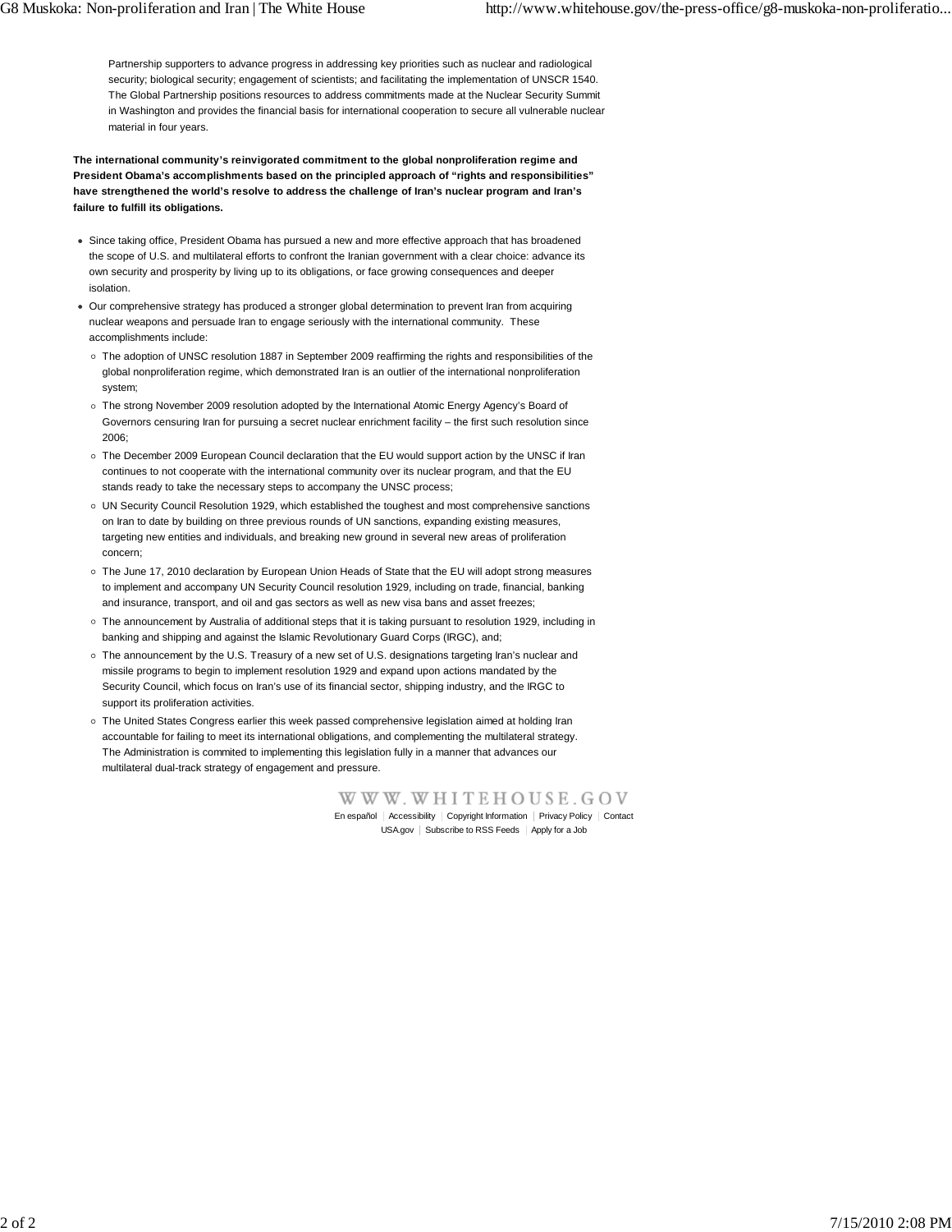Partnership supporters to advance progress in addressing key priorities such as nuclear and radiological security; biological security; engagement of scientists; and facilitating the implementation of UNSCR 1540. The Global Partnership positions resources to address commitments made at the Nuclear Security Summit in Washington and provides the financial basis for international cooperation to secure all vulnerable nuclear material in four years.

**The international community's reinvigorated commitment to the global nonproliferation regime and President Obama's accomplishments based on the principled approach of "rights and responsibilities" have strengthened the world's resolve to address the challenge of Iran's nuclear program and Iran's failure to fulfill its obligations.**

- Since taking office, President Obama has pursued a new and more effective approach that has broadened the scope of U.S. and multilateral efforts to confront the Iranian government with a clear choice: advance its own security and prosperity by living up to its obligations, or face growing consequences and deeper isolation.
- Our comprehensive strategy has produced a stronger global determination to prevent Iran from acquiring nuclear weapons and persuade Iran to engage seriously with the international community. These accomplishments include:
  - The adoption of UNSC resolution 1887 in September 2009 reaffirming the rights and responsibilities of the global nonproliferation regime, which demonstrated Iran is an outlier of the international nonproliferation system;
  - The strong November 2009 resolution adopted by the International Atomic Energy Agency's Board of Governors censuring Iran for pursuing a secret nuclear enrichment facility – the first such resolution since 2006;
  - The December 2009 European Council declaration that the EU would support action by the UNSC if Iran continues to not cooperate with the international community over its nuclear program, and that the EU stands ready to take the necessary steps to accompany the UNSC process;
  - UN Security Council Resolution 1929, which established the toughest and most comprehensive sanctions on Iran to date by building on three previous rounds of UN sanctions, expanding existing measures, targeting new entities and individuals, and breaking new ground in several new areas of proliferation concern;
  - The June 17, 2010 declaration by European Union Heads of State that the EU will adopt strong measures to implement and accompany UN Security Council resolution 1929, including on trade, financial, banking and insurance, transport, and oil and gas sectors as well as new visa bans and asset freezes;
  - The announcement by Australia of additional steps that it is taking pursuant to resolution 1929, including in banking and shipping and against the Islamic Revolutionary Guard Corps (IRGC), and;
  - The announcement by the U.S. Treasury of a new set of U.S. designations targeting Iran's nuclear and missile programs to begin to implement resolution 1929 and expand upon actions mandated by the Security Council, which focus on Iran's use of its financial sector, shipping industry, and the IRGC to support its proliferation activities.
  - The United States Congress earlier this week passed comprehensive legislation aimed at holding Iran accountable for failing to meet its international obligations, and complementing the multilateral strategy. The Administration is commited to implementing this legislation fully in a manner that advances our multilateral dual-track strategy of engagement and pressure.

WWW.WHITEHOUSE.GOV

En español | Accessibility | Copyright Information | Privacy Policy | Contact
USA.gov | Subscribe to RSS Feeds | Apply for a Job